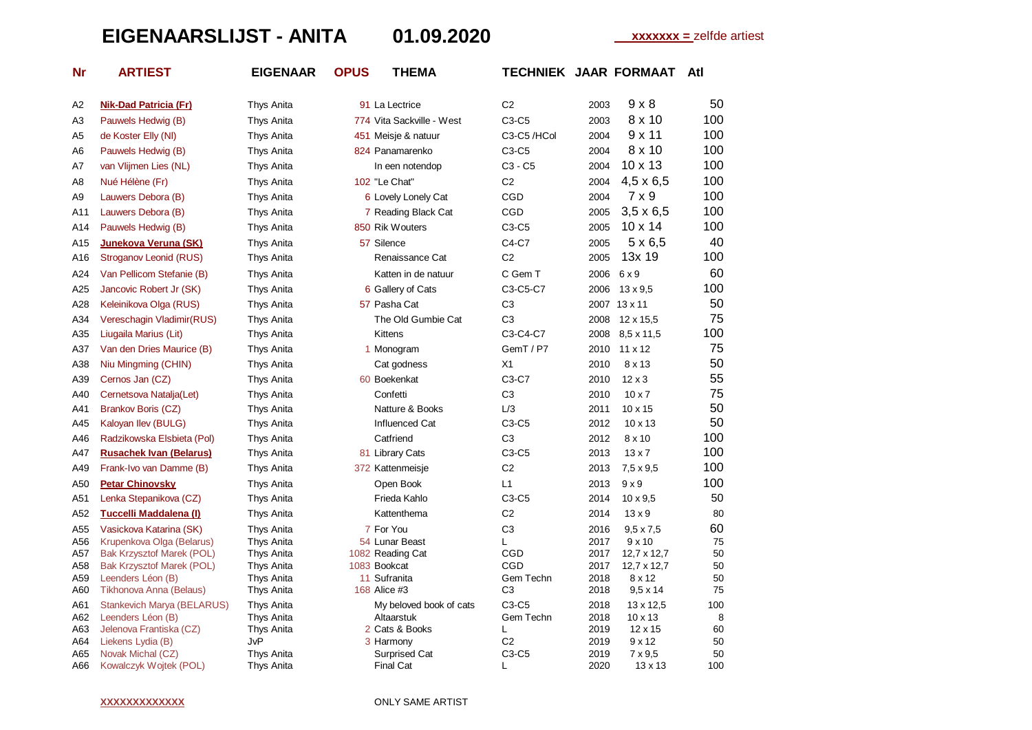# EIGENAARSLIJST - ANITA 01.09.2020

**xxxxxxx =** zelfde artiest

| Nr | ARTIEST | EIGENAAR | OPUS | THEMA | TECHNIEK | JAAR | FORMAAT | Atl |
|---|---|---|---|---|---|---|---|---|
| A2 | **Nik-Dad Patricia (Fr)** | Thys Anita | 91 | La Lectrice | C2 | 2003 | 9 x 8 | 50 |
| A3 | Pauwels Hedwig (B) | Thys Anita | 774 | Vita Sackville - West | C3-C5 | 2003 | 8 x 10 | 100 |
| A5 | de Koster Elly (Nl) | Thys Anita | 451 | Meisje & natuur | C3-C5 /HCol | 2004 | 9 x 11 | 100 |
| A6 | Pauwels Hedwig (B) | Thys Anita | 824 | Panamarenko | C3-C5 | 2004 | 8 x 10 | 100 |
| A7 | van Vlijmen Lies (NL) | Thys Anita | | In een notendop | C3 - C5 | 2004 | 10 x 13 | 100 |
| A8 | Nué Hélène (Fr) | Thys Anita | 102 | "Le Chat" | C2 | 2004 | 4,5 x 6,5 | 100 |
| A9 | Lauwers Debora (B) | Thys Anita | 6 | Lovely Lonely Cat | CGD | 2004 | 7 x 9 | 100 |
| A11 | Lauwers Debora (B) | Thys Anita | 7 | Reading Black Cat | CGD | 2005 | 3,5 x 6,5 | 100 |
| A14 | Pauwels Hedwig (B) | Thys Anita | 850 | Rik Wouters | C3-C5 | 2005 | 10 x 14 | 100 |
| A15 | **Junekova Veruna (SK)** | Thys Anita | 57 | Silence | C4-C7 | 2005 | 5 x 6,5 | 40 |
| A16 | Stroganov Leonid (RUS) | Thys Anita | | Renaissance Cat | C2 | 2005 | 13x 19 | 100 |
| A24 | Van Pellicom Stefanie (B) | Thys Anita | | Katten in de natuur | C Gem T | 2006 | 6 x 9 | 60 |
| A25 | Jancovic Robert Jr (SK) | Thys Anita | 6 | Gallery of Cats | C3-C5-C7 | 2006 | 13 x 9,5 | 100 |
| A28 | Keleinikova Olga (RUS) | Thys Anita | 57 | Pasha Cat | C3 | 2007 | 13 x 11 | 50 |
| A34 | Vereschagin Vladimir(RUS) | Thys Anita | | The Old Gumbie Cat | C3 | 2008 | 12 x 15,5 | 75 |
| A35 | Liugaila Marius (Lit) | Thys Anita | | Kittens | C3-C4-C7 | 2008 | 8,5 x 11,5 | 100 |
| A37 | Van den Dries Maurice (B) | Thys Anita | 1 | Monogram | GemT / P7 | 2010 | 11 x 12 | 75 |
| A38 | Niu Mingming (CHIN) | Thys Anita | | Cat godness | X1 | 2010 | 8 x 13 | 50 |
| A39 | Cernos Jan (CZ) | Thys Anita | 60 | Boekenkat | C3-C7 | 2010 | 12 x 3 | 55 |
| A40 | Cernetsova Natalja(Let) | Thys Anita | | Confetti | C3 | 2010 | 10 x 7 | 75 |
| A41 | Brankov Boris (CZ) | Thys Anita | | Natture & Books | L/3 | 2011 | 10 x 15 | 50 |
| A45 | Kaloyan Ilev (BULG) | Thys Anita | | Influenced Cat | C3-C5 | 2012 | 10 x 13 | 50 |
| A46 | Radzikowska Elsbieta (Pol) | Thys Anita | | Catfriend | C3 | 2012 | 8 x 10 | 100 |
| A47 | **Rusachek Ivan (Belarus)** | Thys Anita | 81 | Library Cats | C3-C5 | 2013 | 13 x 7 | 100 |
| A49 | Frank-Ivo van Damme (B) | Thys Anita | 372 | Kattenmeisje | C2 | 2013 | 7,5 x 9,5 | 100 |
| A50 | **Petar Chinovsky** | Thys Anita | | Open Book | L1 | 2013 | 9 x 9 | 100 |
| A51 | Lenka Stepanikova (CZ) | Thys Anita | | Frieda Kahlo | C3-C5 | 2014 | 10 x 9,5 | 50 |
| A52 | **Tuccelli Maddalena (I)** | Thys Anita | | Kattenthema | C2 | 2014 | 13 x 9 | 80 |
| A55 | Vasickova Katarina (SK) | Thys Anita | 7 | For You | C3 | 2016 | 9,5 x 7,5 | 60 |
| A56 | Krupenkova Olga (Belarus) | Thys Anita | 54 | Lunar Beast | L | 2017 | 9 x 10 | 75 |
| A57 | Bak Krzysztof Marek (POL) | Thys Anita | 1082 | Reading Cat | CGD | 2017 | 12,7 x 12,7 | 50 |
| A58 | Bak Krzysztof Marek (POL) | Thys Anita | 1083 | Bookcat | CGD | 2017 | 12,7 x 12,7 | 50 |
| A59 | Leenders Léon (B) | Thys Anita | 11 | Sufranita | Gem Techn | 2018 | 8 x 12 | 50 |
| A60 | Tikhonova Anna (Belaus) | Thys Anita | 168 | Alice #3 | C3 | 2018 | 9,5 x 14 | 75 |
| A61 | Stankevich Marya (BELARUS) | Thys Anita | | My beloved book of cats | C3-C5 | 2018 | 13 x 12,5 | 100 |
| A62 | Leenders Léon (B) | Thys Anita | | Altaarstuk | Gem Techn | 2018 | 10 x 13 | 8 |
| A63 | Jelenova Frantiska (CZ) | Thys Anita | 2 | Cats & Books | L | 2019 | 12 x 15 | 60 |
| A64 | Liekens Lydia (B) | JvP | 3 | Harmony | C2 | 2019 | 9 x 12 | 50 |
| A65 | Novak Michal (CZ) | Thys Anita | | Surprised Cat | C3-C5 | 2019 | 7 x 9,5 | 50 |
| A66 | Kowalczyk Wojtek (POL) | Thys Anita | | Final Cat | L | 2020 | 13 x 13 | 100 |

**XXXXXXXXXXXX** ONLY SAME ARTIST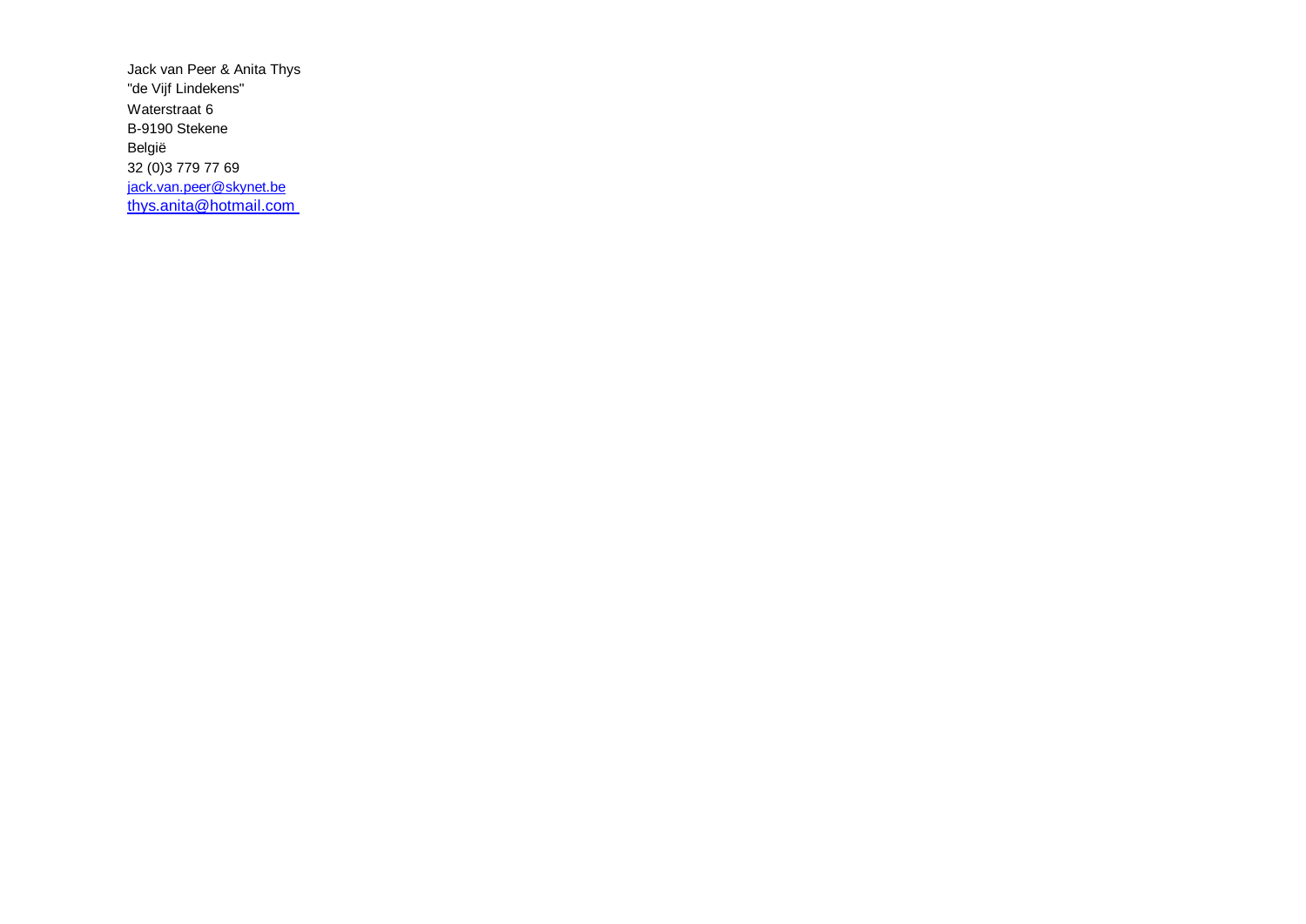Jack van Peer & Anita Thys
"de Vijf Lindekens"
Waterstraat 6
B-9190 Stekene
België
32 (0)3 779 77 69
jack.van.peer@skynet.be
thys.anita@hotmail.com